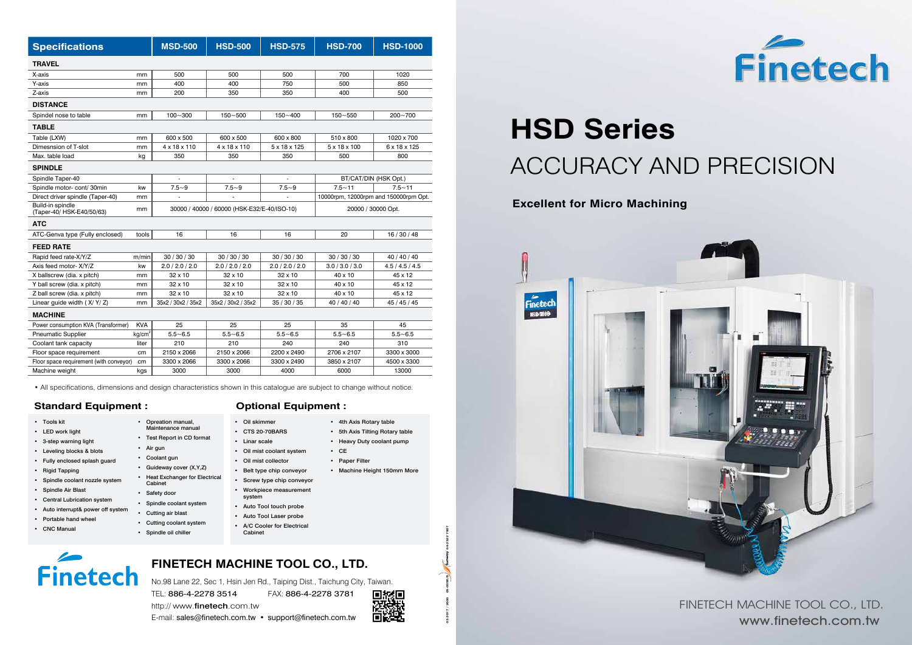| Specifications | | MSD-500 | HSD-500 | HSD-575 | HSD-700 | HSD-1000 |
|---|---|---|---|---|---|---|
| **TRAVEL** | | | | | | |
| X-axis | mm | 500 | 500 | 500 | 700 | 1020 |
| Y-axis | mm | 400 | 400 | 750 | 500 | 850 |
| Z-axis | mm | 200 | 350 | 350 | 400 | 500 |
| **DISTANCE** | | | | | | |
| Spindel nose to table | mm | 100~300 | 150~500 | 150~400 | 150~550 | 200~700 |
| **TABLE** | | | | | | |
| Table (LXW) | mm | 600 x 500 | 600 x 500 | 600 x 800 | 510 x 800 | 1020 x 700 |
| Dimesnsion of T-slot | mm | 4 x 18 x 110 | 4 x 18 x 110 | 5 x 18 x 125 | 5 x 18 x 100 | 6 x 18 x 125 |
| Max. table load | kg | 350 | 350 | 350 | 500 | 800 |
| **SPINDLE** | | | | | | |
| Spindle Taper-40 | | - | - | - | BT/CAT/DIN (HSK Opt.) | |
| Spindle motor- cont/ 30min | kw | 7.5~9 | 7.5~9 | 7.5~9 | 7.5~11 | 7.5~11 |
| Direct driver spindle (Taper-40) | mm | - | - | - | 10000rpm, 12000rpm and 150000rpm Opt. | |
| Build-in spindle (Taper-40/ HSK-E40/50/63) | mm | 30000 / 40000 / 60000 (HSK-E32/E-40/ISO-10) | | | 20000 / 30000 Opt. | |
| **ATC** | | | | | | |
| ATC-Genva type (Fully enclosed) | tools | 16 | 16 | 16 | 20 | 16 / 30 / 48 |
| **FEED RATE** | | | | | | |
| Rapid feed rate-X/Y/Z | m/min | 30 / 30 / 30 | 30 / 30 / 30 | 30 / 30 / 30 | 30 / 30 / 30 | 40 / 40 / 40 |
| Axis feed motor- X/Y/Z | kw | 2.0 / 2.0 / 2.0 | 2.0 / 2.0 / 2.0 | 2.0 / 2.0 / 2.0 | 3.0 / 3.0 / 3.0 | 4.5 / 4.5 / 4.5 |
| X ballscrew (dia. x pitch) | mm | 32 x 10 | 32 x 10 | 32 x 10 | 40 x 10 | 45 x 12 |
| Y ball screw (dia. x pitch) | mm | 32 x 10 | 32 x 10 | 32 x 10 | 40 x 10 | 45 x 12 |
| Z ball screw (dia. x pitch) | mm | 32 x 10 | 32 x 10 | 32 x 10 | 40 x 10 | 45 x 12 |
| Linear guide width ( X/ Y/ Z) | mm | 35x2 / 30x2 / 35x2 | 35x2 / 30x2 / 35x2 | 35 / 30 / 35 | 40 / 40 / 40 | 45 / 45 / 45 |
| **MACHINE** | | | | | | |
| Power consumption KVA (Transformer) | KVA | 25 | 25 | 25 | 35 | 45 |
| Pneumatic Supplier | $kg/cm^2$ | 5.5~6.5 | 5.5~6.5 | 5.5~6.5 | 5.5~6.5 | 5.5~6.5 |
| Coolant tank capacity | liter | 210 | 210 | 240 | 240 | 310 |
| Floor space requirement | cm | 2150 x 2066 | 2150 x 2066 | 2200 x 2490 | 2706 x 2107 | 3300 x 3000 |
| Floor space requirement (with conveyor) | cm | 3300 x 2066 | 3300 x 2066 | 3300 x 2490 | 3850 x 2107 | 4500 x 3300 |
| Machine weight | kgs | 3000 | 3000 | 4000 | 6000 | 13000 |

• All specifications, dimensions and design characteristics shown in this catalogue are subject to change without notice.

### Standard Equipment :

- Tools kit
- LED work light
- 3-step warning light
- Leveling blocks & blots
- Fully enclosed splash guard
- Rigid Tapping
- Spindle coolant nozzle system
- Spindle Air Blast
- Central Lubrication system
- Auto interrupt& power off system
- Portable hand wheel
- CNC Manual
- Opeation manual, Maintenance manual
- Test Report in CD format
- Air gun
- Coolant gun
- Guideway cover (X,Y,Z)
- Heat Exchanger for Electrical Cabinet
- Safety door
- Spindle coolant system
- Cutting air blast
- Cutting coolant system
- Spindle oil chiller

### Optional Equipment :

- Oil skimmer
- CTS 20-70BARS
- Linar scale
- Oil mist coolant system
- Oil mist collector
- Belt type chip conveyor
- Screw type chip conveyor
- Workpiece measurement system
- Auto Tool touch probe
- Auto Tool Laser probe
- A/C Cooler for Electrical Cabinet
- 4th Axis Rotary table
- 5th Axis Tilting Rotary table
- Heavy Duty coolant pump
- CE
- Paper Filter
- Machine Height 150mm More

Finetech

## FINETECH MACHINE TOOL CO., LTD.

No.98 Lane 22, Sec 1, Hsin Jen Rd., Taiping Dist., Taichung City, Taiwan.
TEL: 886-4-2278 3514 FAX: 886-4-2278 3781
http:// www.finetech.com.tw
E-mail: sales@finetech.com.tw • support@finetech.com.tw

Finetech

# HSD Series

## ACCURACY AND PRECISION

**Excellent for Micro Machining**

FINETECH MACHINE TOOL CO., LTD.
www.finetech.com.tw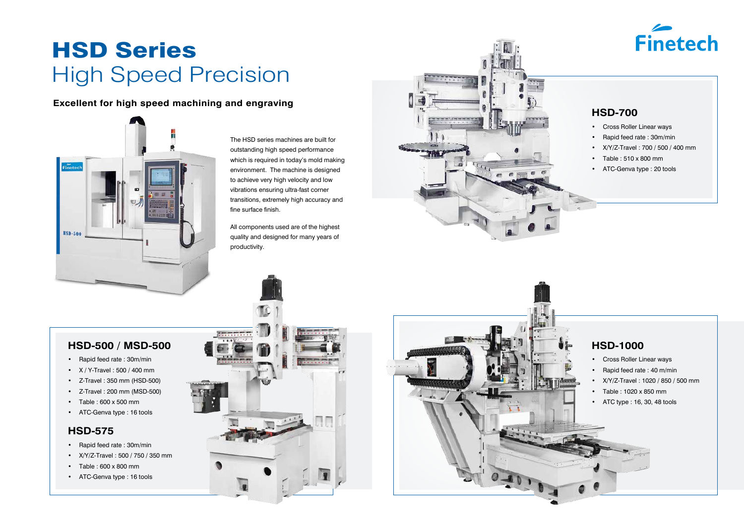# HSD Series
## High Speed Precision

**Excellent for high speed machining and engraving**

The HSD series machines are built for outstanding high speed performance which is required in today's mold making environment. The machine is designed to achieve very high velocity and low vibrations ensuring ultra-fast corner transitions, extremely high accuracy and fine surface finish.

All components used are of the highest quality and designed for many years of productivity.

### HSD-700

- Cross Roller Linear ways
- Rapid feed rate : 30m/min
- X/Y/Z-Travel : 700 / 500 / 400 mm
- Table : 510 x 800 mm
- ATC-Genva type : 20 tools

### HSD-500 / MSD-500

- Rapid feed rate : 30m/min
- X / Y-Travel : 500 / 400 mm
- Z-Travel : 350 mm (HSD-500)
- Z-Travel : 200 mm (MSD-500)
- Table : 600 x 500 mm
- ATC-Genva type : 16 tools

### HSD-575

- Rapid feed rate : 30m/min
- X/Y/Z-Travel : 500 / 750 / 350 mm
- Table : 600 x 800 mm
- ATC-Genva type : 16 tools

### HSD-1000

- Cross Roller Linear ways
- Rapid feed rate : 40 m/min
- X/Y/Z-Travel : 1020 / 850 / 500 mm
- Table : 1020 x 850 mm
- ATC type : 16, 30, 48 tools